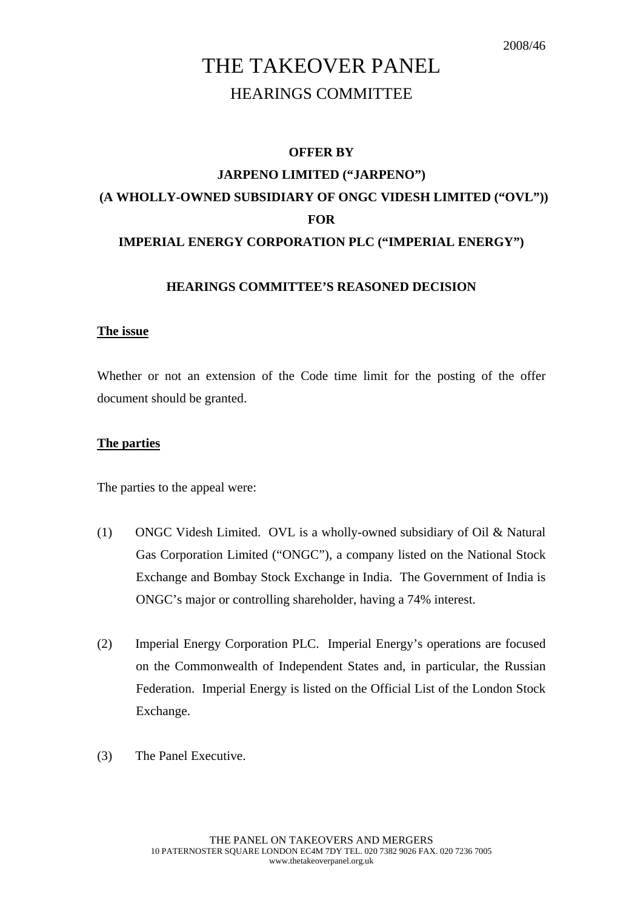2008/46

# THE TAKEOVER PANEL

## HEARINGS COMMITTEE

**OFFER BY**

**JARPENO LIMITED ("JARPENO")**

**(A WHOLLY-OWNED SUBSIDIARY OF ONGC VIDESH LIMITED ("OVL"))**

**FOR**

**IMPERIAL ENERGY CORPORATION PLC ("IMPERIAL ENERGY")**

**HEARINGS COMMITTEE'S REASONED DECISION**

**The issue**

Whether or not an extension of the Code time limit for the posting of the offer document should be granted.

**The parties**

The parties to the appeal were:

(1) ONGC Videsh Limited. OVL is a wholly-owned subsidiary of Oil & Natural Gas Corporation Limited ("ONGC"), a company listed on the National Stock Exchange and Bombay Stock Exchange in India. The Government of India is ONGC's major or controlling shareholder, having a 74% interest.

(2) Imperial Energy Corporation PLC. Imperial Energy's operations are focused on the Commonwealth of Independent States and, in particular, the Russian Federation. Imperial Energy is listed on the Official List of the London Stock Exchange.

(3) The Panel Executive.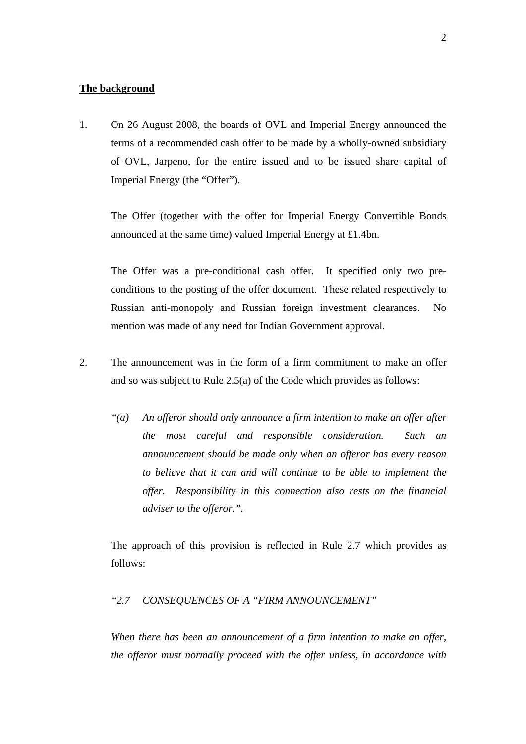**The background**

1. On 26 August 2008, the boards of OVL and Imperial Energy announced the terms of a recommended cash offer to be made by a wholly-owned subsidiary of OVL, Jarpeno, for the entire issued and to be issued share capital of Imperial Energy (the "Offer").

   The Offer (together with the offer for Imperial Energy Convertible Bonds announced at the same time) valued Imperial Energy at £1.4bn.

   The Offer was a pre-conditional cash offer. It specified only two pre-conditions to the posting of the offer document. These related respectively to Russian anti-monopoly and Russian foreign investment clearances. No mention was made of any need for Indian Government approval.

2. The announcement was in the form of a firm commitment to make an offer and so was subject to Rule 2.5(a) of the Code which provides as follows:

   *"(a) An offeror should only announce a firm intention to make an offer after the most careful and responsible consideration. Such an announcement should be made only when an offeror has every reason to believe that it can and will continue to be able to implement the offer. Responsibility in this connection also rests on the financial adviser to the offeror.".*

   The approach of this provision is reflected in Rule 2.7 which provides as follows:

   *"2.7 CONSEQUENCES OF A "FIRM ANNOUNCEMENT"*

   *When there has been an announcement of a firm intention to make an offer, the offeror must normally proceed with the offer unless, in accordance with*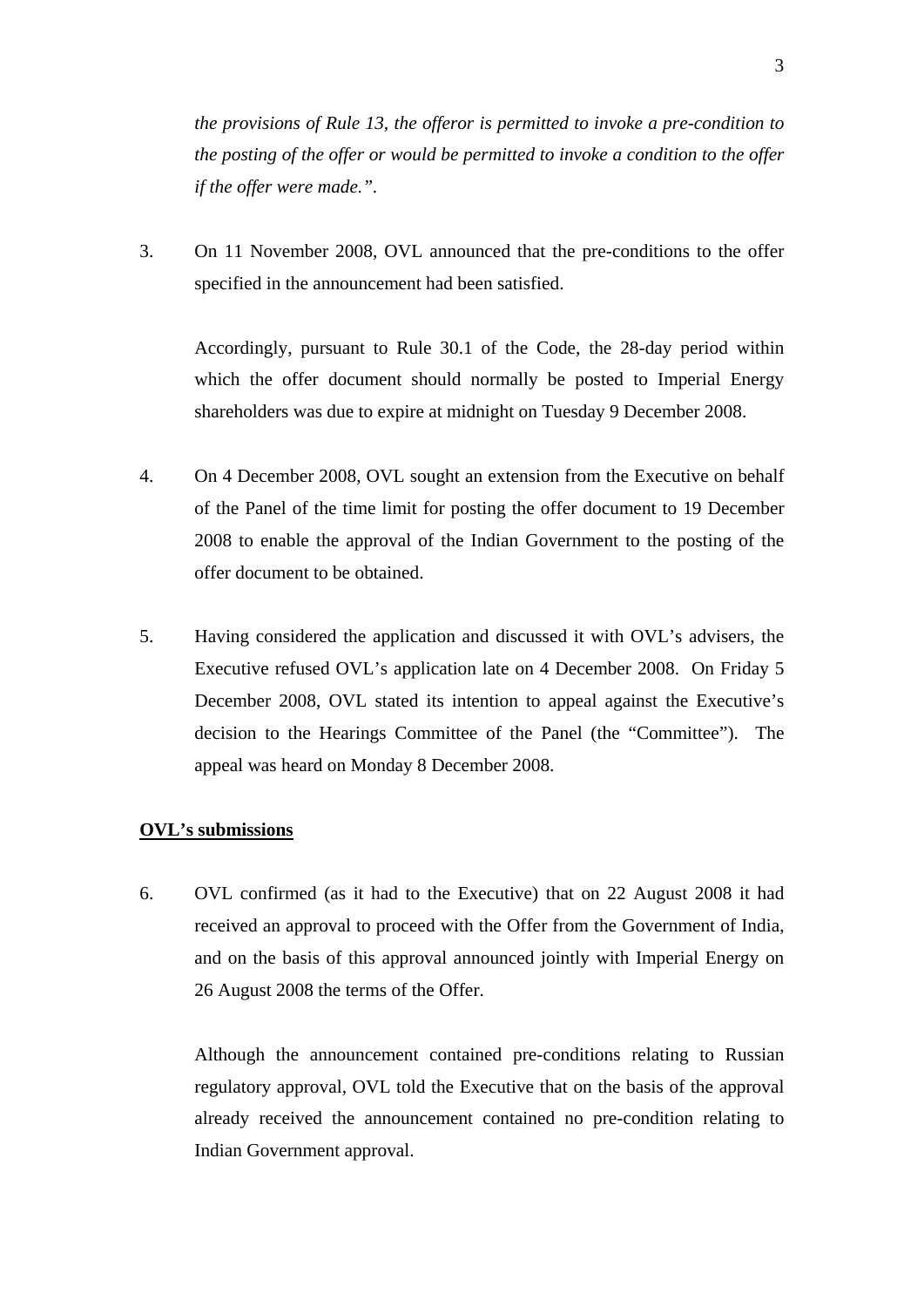*the provisions of Rule 13, the offeror is permitted to invoke a pre-condition to the posting of the offer or would be permitted to invoke a condition to the offer if the offer were made.”*.

3. On 11 November 2008, OVL announced that the pre-conditions to the offer specified in the announcement had been satisfied.

   Accordingly, pursuant to Rule 30.1 of the Code, the 28-day period within which the offer document should normally be posted to Imperial Energy shareholders was due to expire at midnight on Tuesday 9 December 2008.

4. On 4 December 2008, OVL sought an extension from the Executive on behalf of the Panel of the time limit for posting the offer document to 19 December 2008 to enable the approval of the Indian Government to the posting of the offer document to be obtained.

5. Having considered the application and discussed it with OVL’s advisers, the Executive refused OVL’s application late on 4 December 2008. On Friday 5 December 2008, OVL stated its intention to appeal against the Executive’s decision to the Hearings Committee of the Panel (the “Committee”). The appeal was heard on Monday 8 December 2008.

**OVL’s submissions**

6. OVL confirmed (as it had to the Executive) that on 22 August 2008 it had received an approval to proceed with the Offer from the Government of India, and on the basis of this approval announced jointly with Imperial Energy on 26 August 2008 the terms of the Offer.

   Although the announcement contained pre-conditions relating to Russian regulatory approval, OVL told the Executive that on the basis of the approval already received the announcement contained no pre-condition relating to Indian Government approval.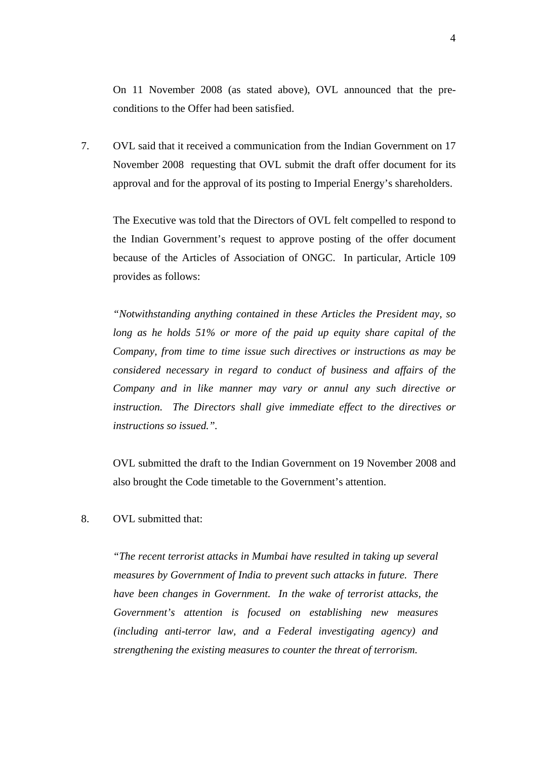On 11 November 2008 (as stated above), OVL announced that the pre-conditions to the Offer had been satisfied.

7. OVL said that it received a communication from the Indian Government on 17 November 2008 requesting that OVL submit the draft offer document for its approval and for the approval of its posting to Imperial Energy's shareholders.

   The Executive was told that the Directors of OVL felt compelled to respond to the Indian Government's request to approve posting of the offer document because of the Articles of Association of ONGC. In particular, Article 109 provides as follows:

   *"Notwithstanding anything contained in these Articles the President may, so long as he holds 51% or more of the paid up equity share capital of the Company, from time to time issue such directives or instructions as may be considered necessary in regard to conduct of business and affairs of the Company and in like manner may vary or annul any such directive or instruction. The Directors shall give immediate effect to the directives or instructions so issued.".*

   OVL submitted the draft to the Indian Government on 19 November 2008 and also brought the Code timetable to the Government's attention.

8. OVL submitted that:

   *"The recent terrorist attacks in Mumbai have resulted in taking up several measures by Government of India to prevent such attacks in future. There have been changes in Government. In the wake of terrorist attacks, the Government's attention is focused on establishing new measures (including anti-terror law, and a Federal investigating agency) and strengthening the existing measures to counter the threat of terrorism.*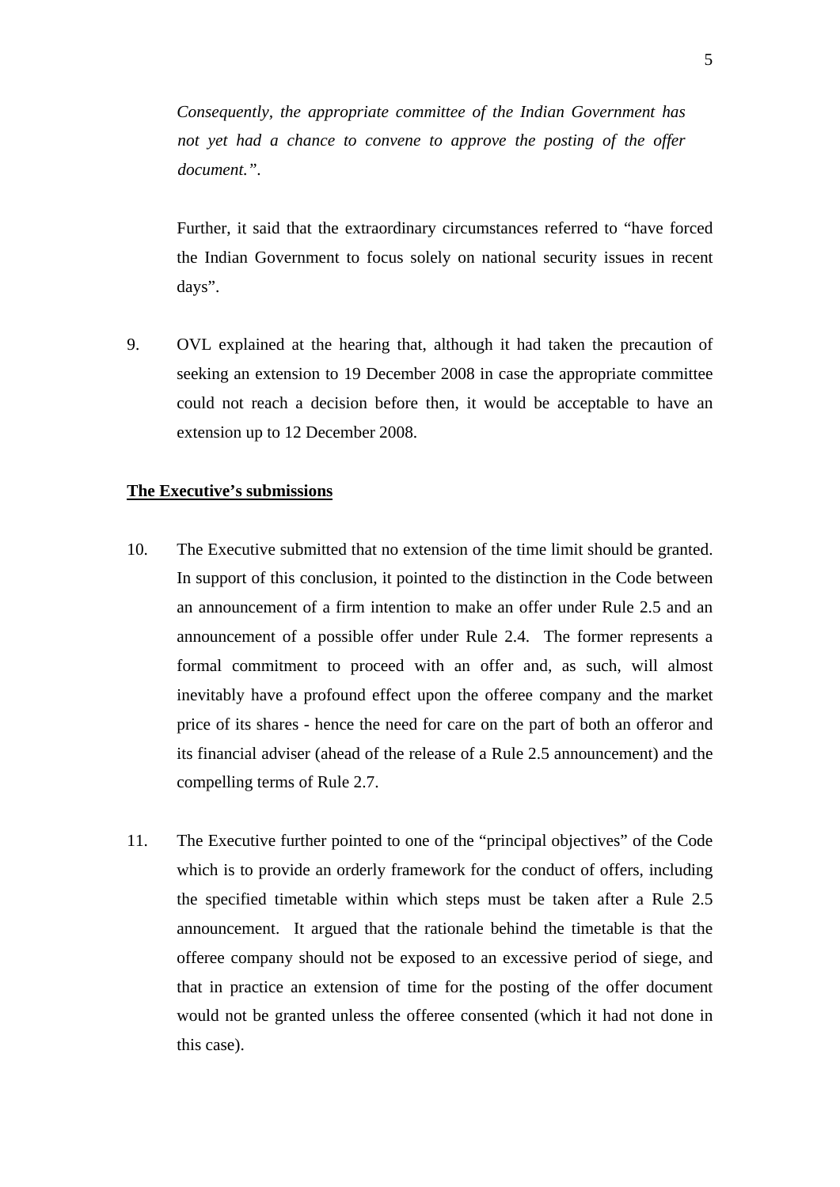*Consequently, the appropriate committee of the Indian Government has not yet had a chance to convene to approve the posting of the offer document.”*.

Further, it said that the extraordinary circumstances referred to “have forced the Indian Government to focus solely on national security issues in recent days”.

9. OVL explained at the hearing that, although it had taken the precaution of seeking an extension to 19 December 2008 in case the appropriate committee could not reach a decision before then, it would be acceptable to have an extension up to 12 December 2008.

**The Executive’s submissions**

10. The Executive submitted that no extension of the time limit should be granted. In support of this conclusion, it pointed to the distinction in the Code between an announcement of a firm intention to make an offer under Rule 2.5 and an announcement of a possible offer under Rule 2.4. The former represents a formal commitment to proceed with an offer and, as such, will almost inevitably have a profound effect upon the offeree company and the market price of its shares - hence the need for care on the part of both an offeror and its financial adviser (ahead of the release of a Rule 2.5 announcement) and the compelling terms of Rule 2.7.

11. The Executive further pointed to one of the “principal objectives” of the Code which is to provide an orderly framework for the conduct of offers, including the specified timetable within which steps must be taken after a Rule 2.5 announcement. It argued that the rationale behind the timetable is that the offeree company should not be exposed to an excessive period of siege, and that in practice an extension of time for the posting of the offer document would not be granted unless the offeree consented (which it had not done in this case).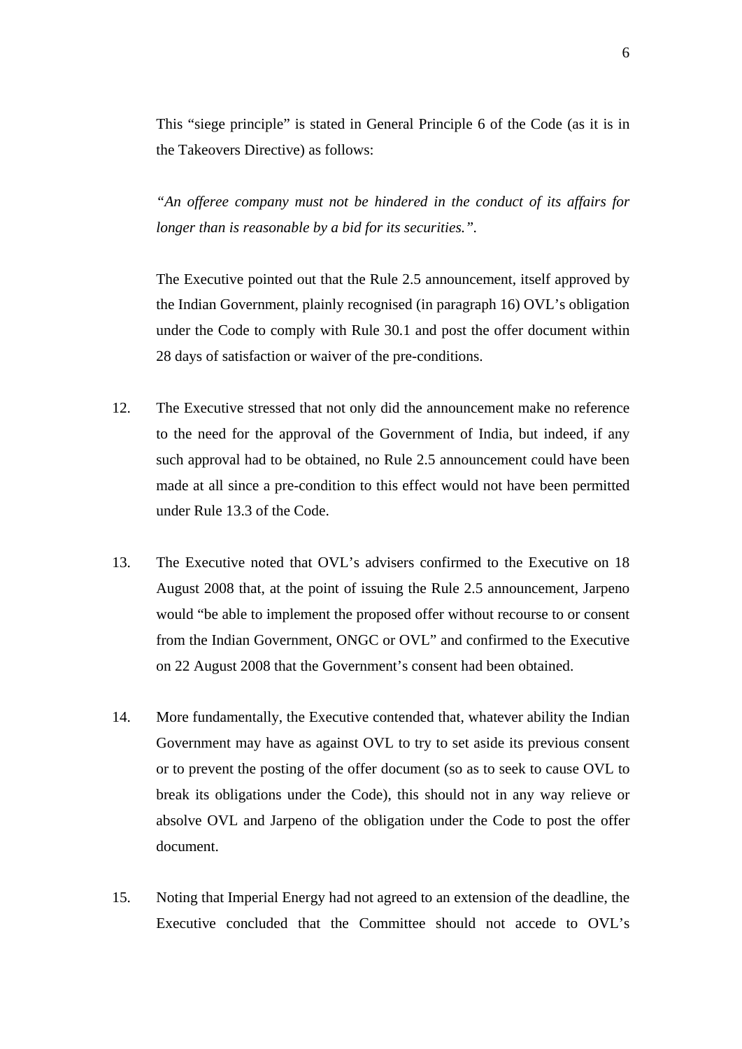This "siege principle" is stated in General Principle 6 of the Code (as it is in the Takeovers Directive) as follows:

*"An offeree company must not be hindered in the conduct of its affairs for longer than is reasonable by a bid for its securities."*.

The Executive pointed out that the Rule 2.5 announcement, itself approved by the Indian Government, plainly recognised (in paragraph 16) OVL's obligation under the Code to comply with Rule 30.1 and post the offer document within 28 days of satisfaction or waiver of the pre-conditions.

12. The Executive stressed that not only did the announcement make no reference to the need for the approval of the Government of India, but indeed, if any such approval had to be obtained, no Rule 2.5 announcement could have been made at all since a pre-condition to this effect would not have been permitted under Rule 13.3 of the Code.

13. The Executive noted that OVL's advisers confirmed to the Executive on 18 August 2008 that, at the point of issuing the Rule 2.5 announcement, Jarpeno would "be able to implement the proposed offer without recourse to or consent from the Indian Government, ONGC or OVL" and confirmed to the Executive on 22 August 2008 that the Government's consent had been obtained.

14. More fundamentally, the Executive contended that, whatever ability the Indian Government may have as against OVL to try to set aside its previous consent or to prevent the posting of the offer document (so as to seek to cause OVL to break its obligations under the Code), this should not in any way relieve or absolve OVL and Jarpeno of the obligation under the Code to post the offer document.

15. Noting that Imperial Energy had not agreed to an extension of the deadline, the Executive concluded that the Committee should not accede to OVL's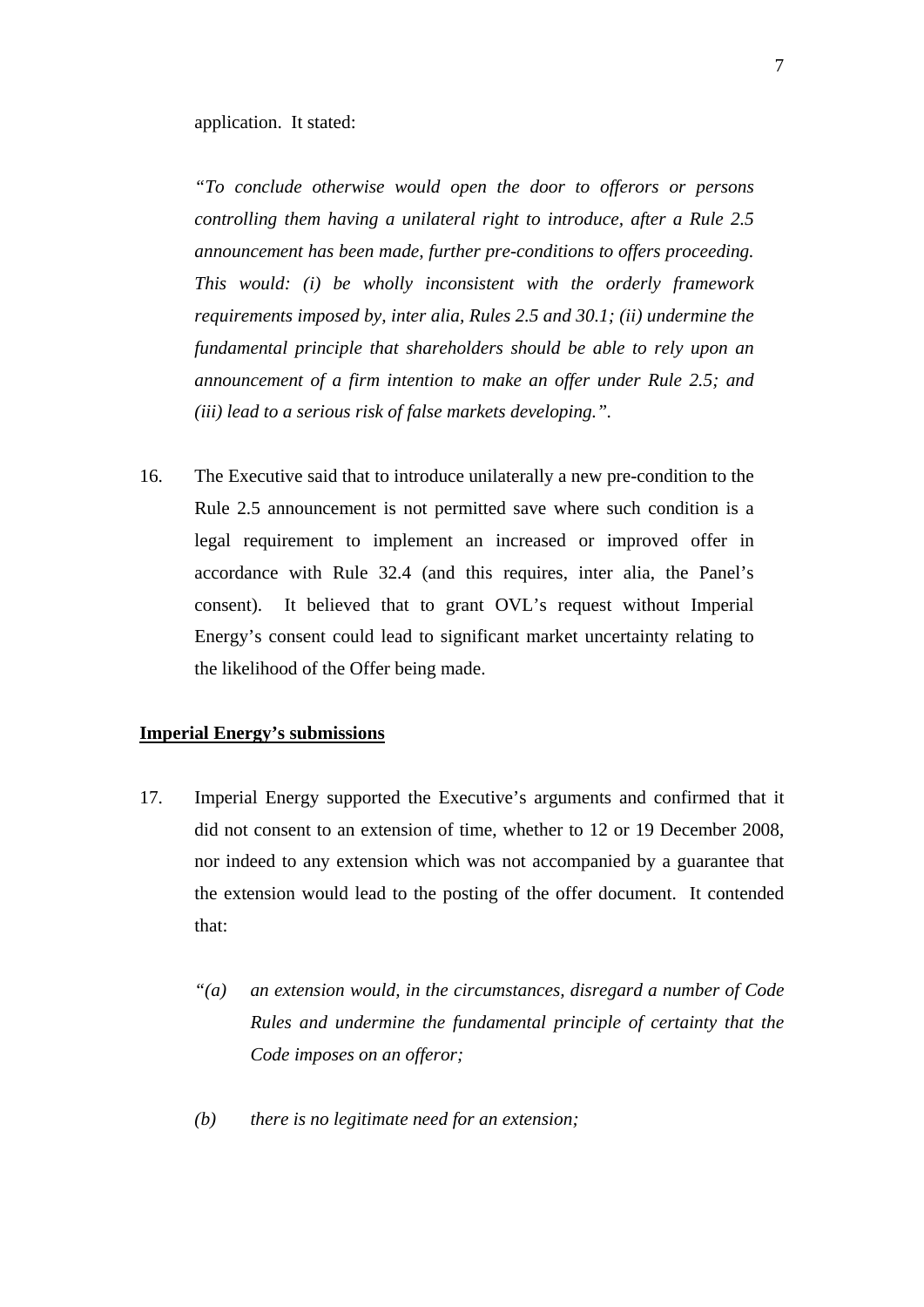application. It stated:

> *"To conclude otherwise would open the door to offerors or persons controlling them having a unilateral right to introduce, after a Rule 2.5 announcement has been made, further pre-conditions to offers proceeding. This would: (i) be wholly inconsistent with the orderly framework requirements imposed by, inter alia, Rules 2.5 and 30.1; (ii) undermine the fundamental principle that shareholders should be able to rely upon an announcement of a firm intention to make an offer under Rule 2.5; and (iii) lead to a serious risk of false markets developing."*.

16. The Executive said that to introduce unilaterally a new pre-condition to the Rule 2.5 announcement is not permitted save where such condition is a legal requirement to implement an increased or improved offer in accordance with Rule 32.4 (and this requires, inter alia, the Panel's consent). It believed that to grant OVL's request without Imperial Energy's consent could lead to significant market uncertainty relating to the likelihood of the Offer being made.

**Imperial Energy's submissions**

17. Imperial Energy supported the Executive's arguments and confirmed that it did not consent to an extension of time, whether to 12 or 19 December 2008, nor indeed to any extension which was not accompanied by a guarantee that the extension would lead to the posting of the offer document. It contended that:

    *"(a) an extension would, in the circumstances, disregard a number of Code Rules and undermine the fundamental principle of certainty that the Code imposes on an offeror;*

    *(b) there is no legitimate need for an extension;*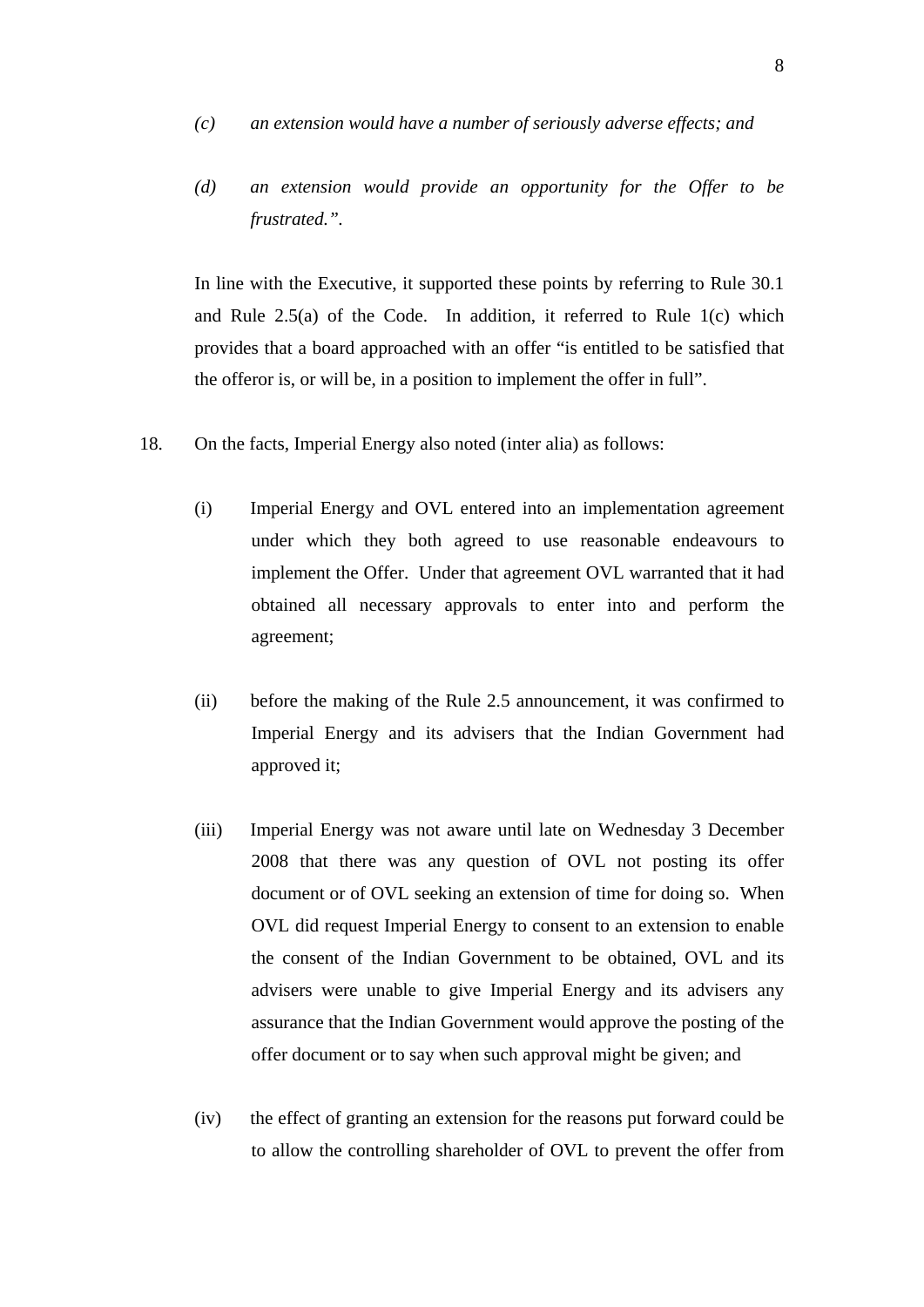*(c) an extension would have a number of seriously adverse effects; and*

*(d) an extension would provide an opportunity for the Offer to be frustrated.”.*

In line with the Executive, it supported these points by referring to Rule 30.1 and Rule 2.5(a) of the Code. In addition, it referred to Rule 1(c) which provides that a board approached with an offer “is entitled to be satisfied that the offeror is, or will be, in a position to implement the offer in full”.

18. On the facts, Imperial Energy also noted (inter alia) as follows:

(i) Imperial Energy and OVL entered into an implementation agreement under which they both agreed to use reasonable endeavours to implement the Offer. Under that agreement OVL warranted that it had obtained all necessary approvals to enter into and perform the agreement;

(ii) before the making of the Rule 2.5 announcement, it was confirmed to Imperial Energy and its advisers that the Indian Government had approved it;

(iii) Imperial Energy was not aware until late on Wednesday 3 December 2008 that there was any question of OVL not posting its offer document or of OVL seeking an extension of time for doing so. When OVL did request Imperial Energy to consent to an extension to enable the consent of the Indian Government to be obtained, OVL and its advisers were unable to give Imperial Energy and its advisers any assurance that the Indian Government would approve the posting of the offer document or to say when such approval might be given; and

(iv) the effect of granting an extension for the reasons put forward could be to allow the controlling shareholder of OVL to prevent the offer from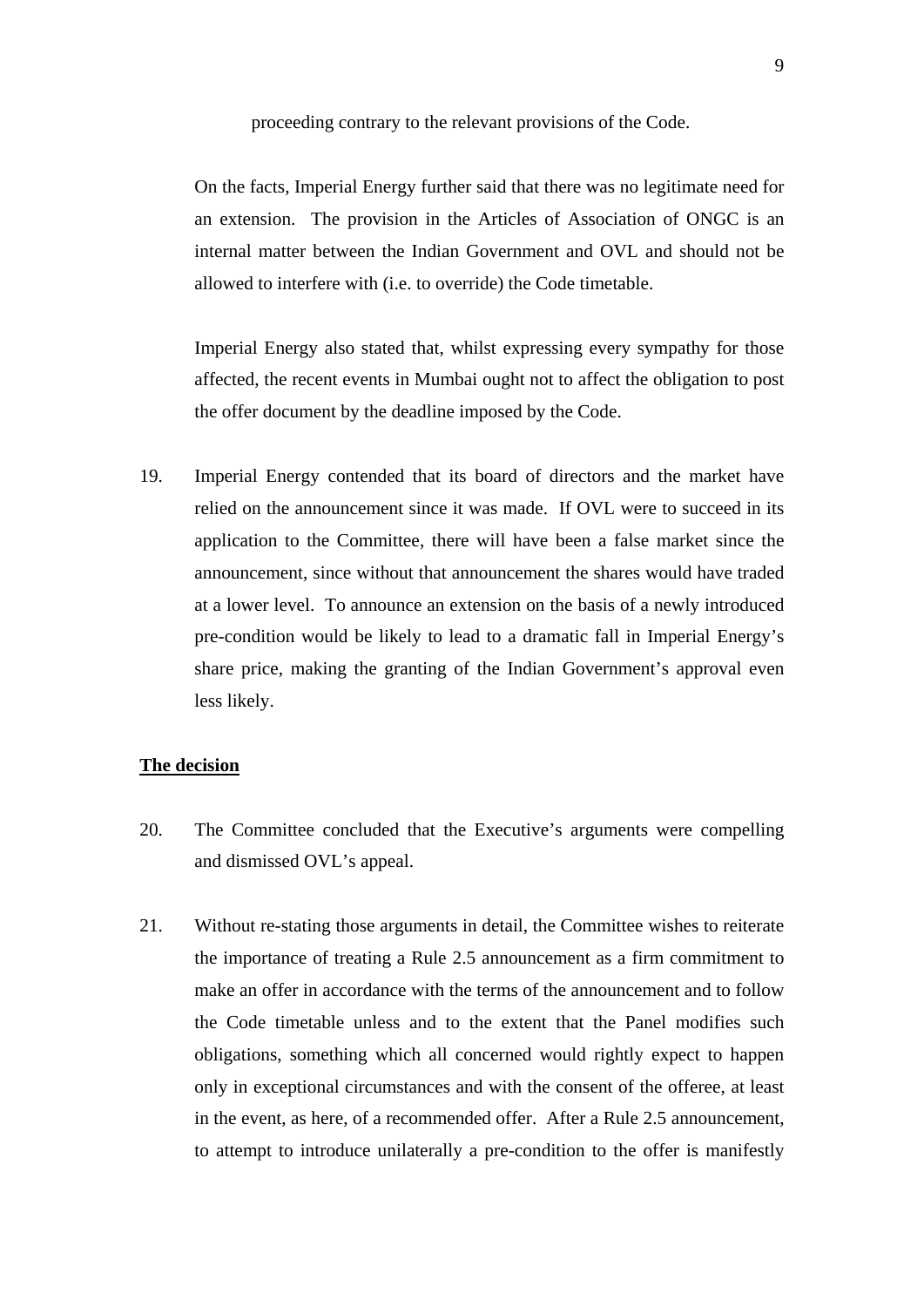proceeding contrary to the relevant provisions of the Code.

On the facts, Imperial Energy further said that there was no legitimate need for an extension. The provision in the Articles of Association of ONGC is an internal matter between the Indian Government and OVL and should not be allowed to interfere with (i.e. to override) the Code timetable.

Imperial Energy also stated that, whilst expressing every sympathy for those affected, the recent events in Mumbai ought not to affect the obligation to post the offer document by the deadline imposed by the Code.

19. Imperial Energy contended that its board of directors and the market have relied on the announcement since it was made. If OVL were to succeed in its application to the Committee, there will have been a false market since the announcement, since without that announcement the shares would have traded at a lower level. To announce an extension on the basis of a newly introduced pre-condition would be likely to lead to a dramatic fall in Imperial Energy's share price, making the granting of the Indian Government's approval even less likely.

**The decision**

20. The Committee concluded that the Executive's arguments were compelling and dismissed OVL's appeal.

21. Without re-stating those arguments in detail, the Committee wishes to reiterate the importance of treating a Rule 2.5 announcement as a firm commitment to make an offer in accordance with the terms of the announcement and to follow the Code timetable unless and to the extent that the Panel modifies such obligations, something which all concerned would rightly expect to happen only in exceptional circumstances and with the consent of the offeree, at least in the event, as here, of a recommended offer. After a Rule 2.5 announcement, to attempt to introduce unilaterally a pre-condition to the offer is manifestly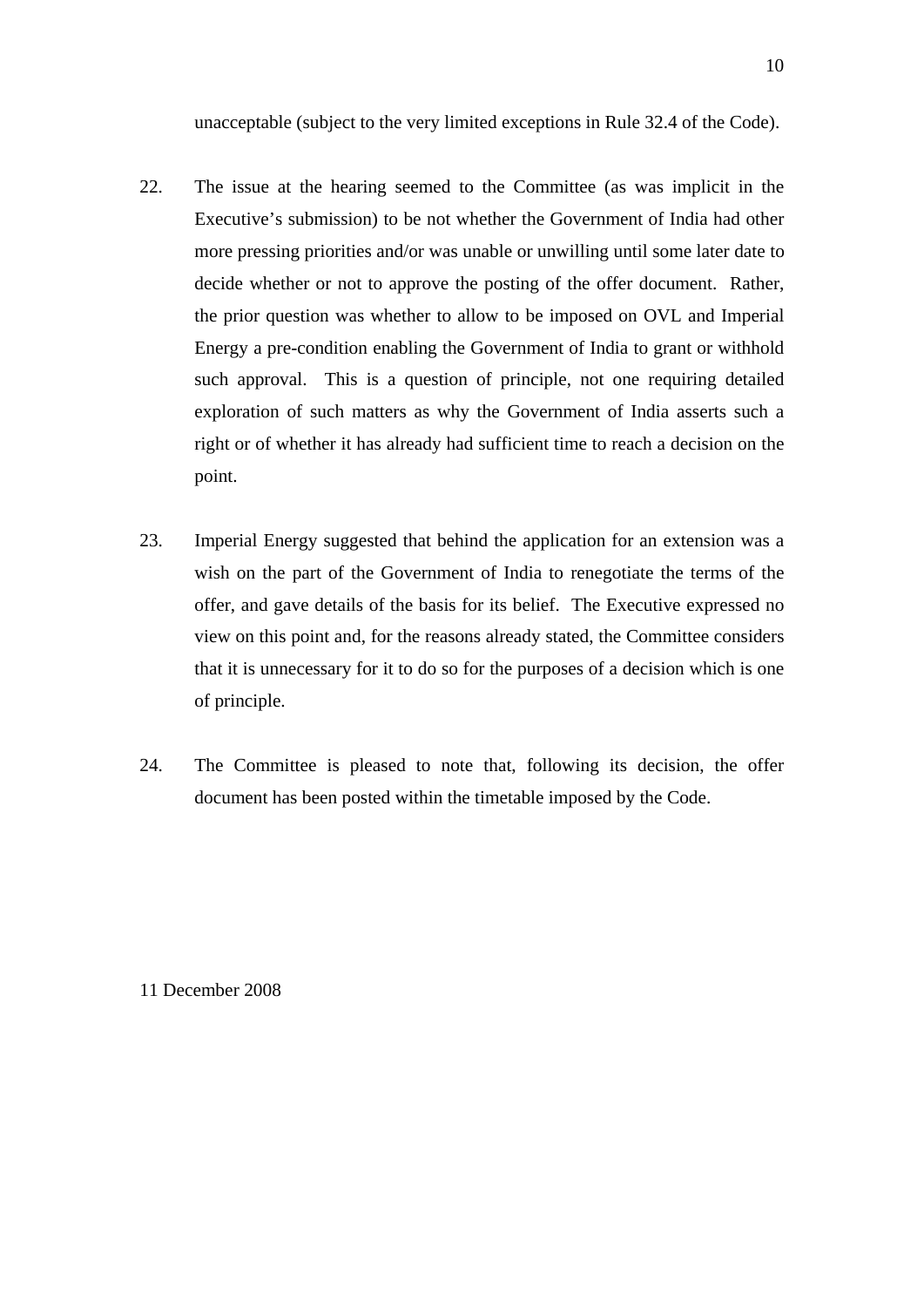unacceptable (subject to the very limited exceptions in Rule 32.4 of the Code).

22. The issue at the hearing seemed to the Committee (as was implicit in the Executive's submission) to be not whether the Government of India had other more pressing priorities and/or was unable or unwilling until some later date to decide whether or not to approve the posting of the offer document. Rather, the prior question was whether to allow to be imposed on OVL and Imperial Energy a pre-condition enabling the Government of India to grant or withhold such approval. This is a question of principle, not one requiring detailed exploration of such matters as why the Government of India asserts such a right or of whether it has already had sufficient time to reach a decision on the point.

23. Imperial Energy suggested that behind the application for an extension was a wish on the part of the Government of India to renegotiate the terms of the offer, and gave details of the basis for its belief. The Executive expressed no view on this point and, for the reasons already stated, the Committee considers that it is unnecessary for it to do so for the purposes of a decision which is one of principle.

24. The Committee is pleased to note that, following its decision, the offer document has been posted within the timetable imposed by the Code.

11 December 2008